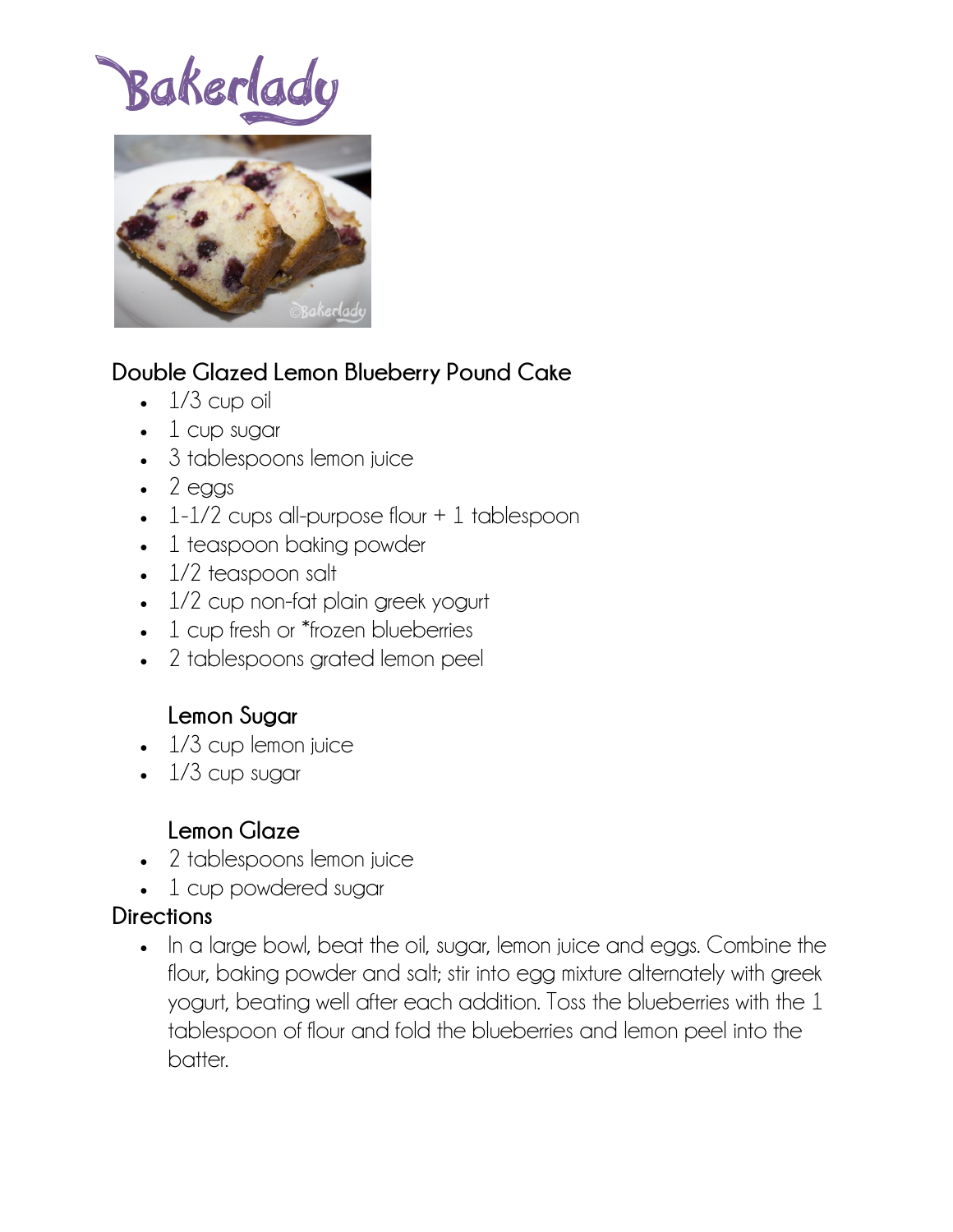# Bakerlady

## Double Glazed Lemon Blueberry Pound Cake

- 1/3 cup oil
- 1 cup sugar
- 3 tablespoons lemon juice
- 2 eggs
- 1-1/2 cups all-purpose flour + 1 tablespoon
- 1 teaspoon baking powder
- 1/2 teaspoon salt
- 1/2 cup non-fat plain greek yogurt
- 1 cup fresh or *frozen blueberries
- 2 tablespoons grated lemon peel

### Lemon Sugar

- 1/3 cup lemon juice
- 1/3 cup sugar

### Lemon Glaze

- 2 tablespoons lemon juice
- 1 cup powdered sugar

## Directions

- In a large bowl, beat the oil, sugar, lemon juice and eggs. Combine the flour, baking powder and salt; stir into egg mixture alternately with greek yogurt, beating well after each addition. Toss the blueberries with the 1 tablespoon of flour and fold the blueberries and lemon peel into the batter.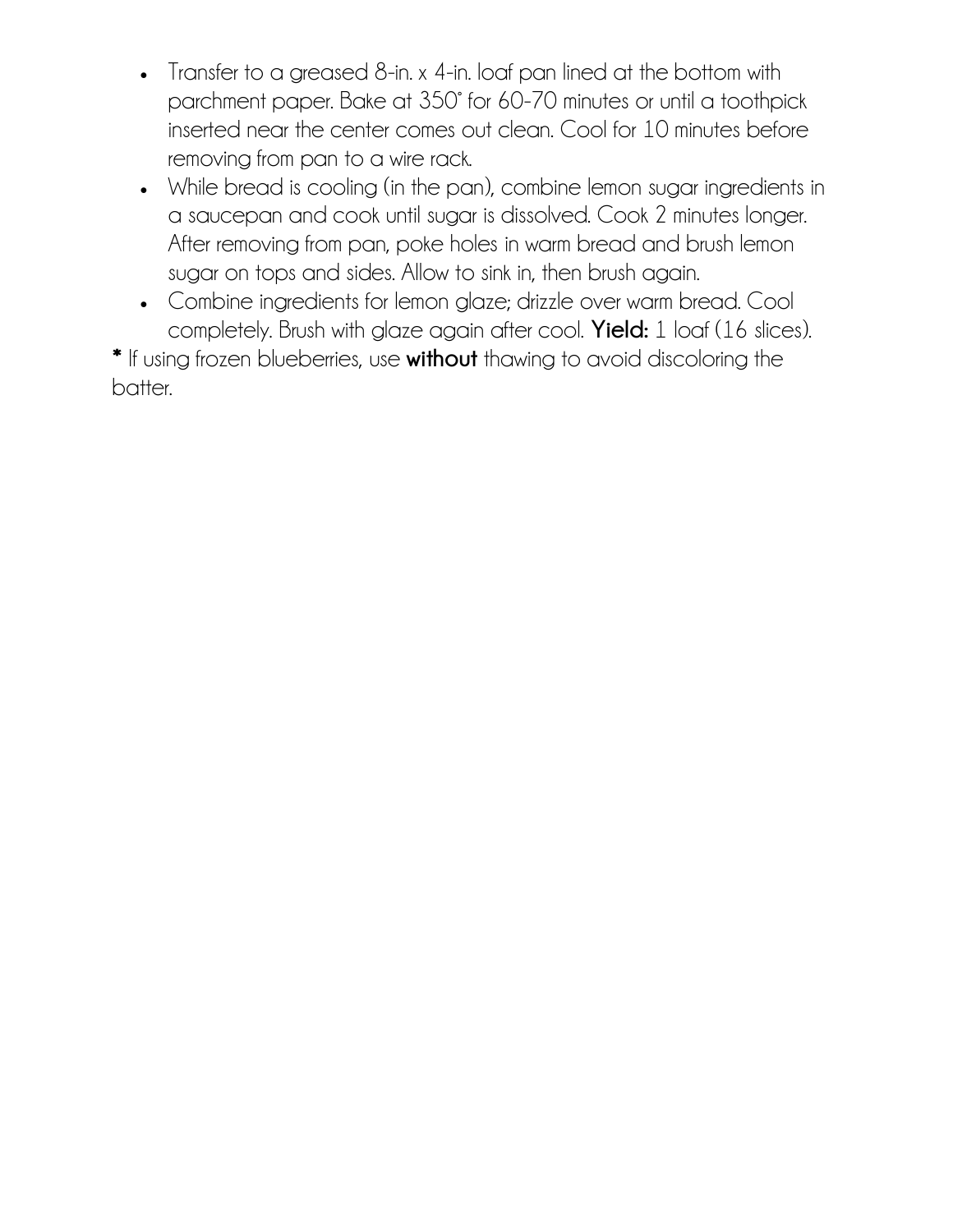- Transfer to a greased 8-in. x 4-in. loaf pan lined at the bottom with parchment paper. Bake at 350° for 60-70 minutes or until a toothpick inserted near the center comes out clean. Cool for 10 minutes before removing from pan to a wire rack.
- While bread is cooling (in the pan), combine lemon sugar ingredients in a saucepan and cook until sugar is dissolved. Cook 2 minutes longer. After removing from pan, poke holes in warm bread and brush lemon sugar on tops and sides. Allow to sink in, then brush again.
- Combine ingredients for lemon glaze; drizzle over warm bread. Cool completely. Brush with glaze again after cool. **Yield:** 1 loaf (16 slices).

**\*** If using frozen blueberries, use **without** thawing to avoid discoloring the batter.